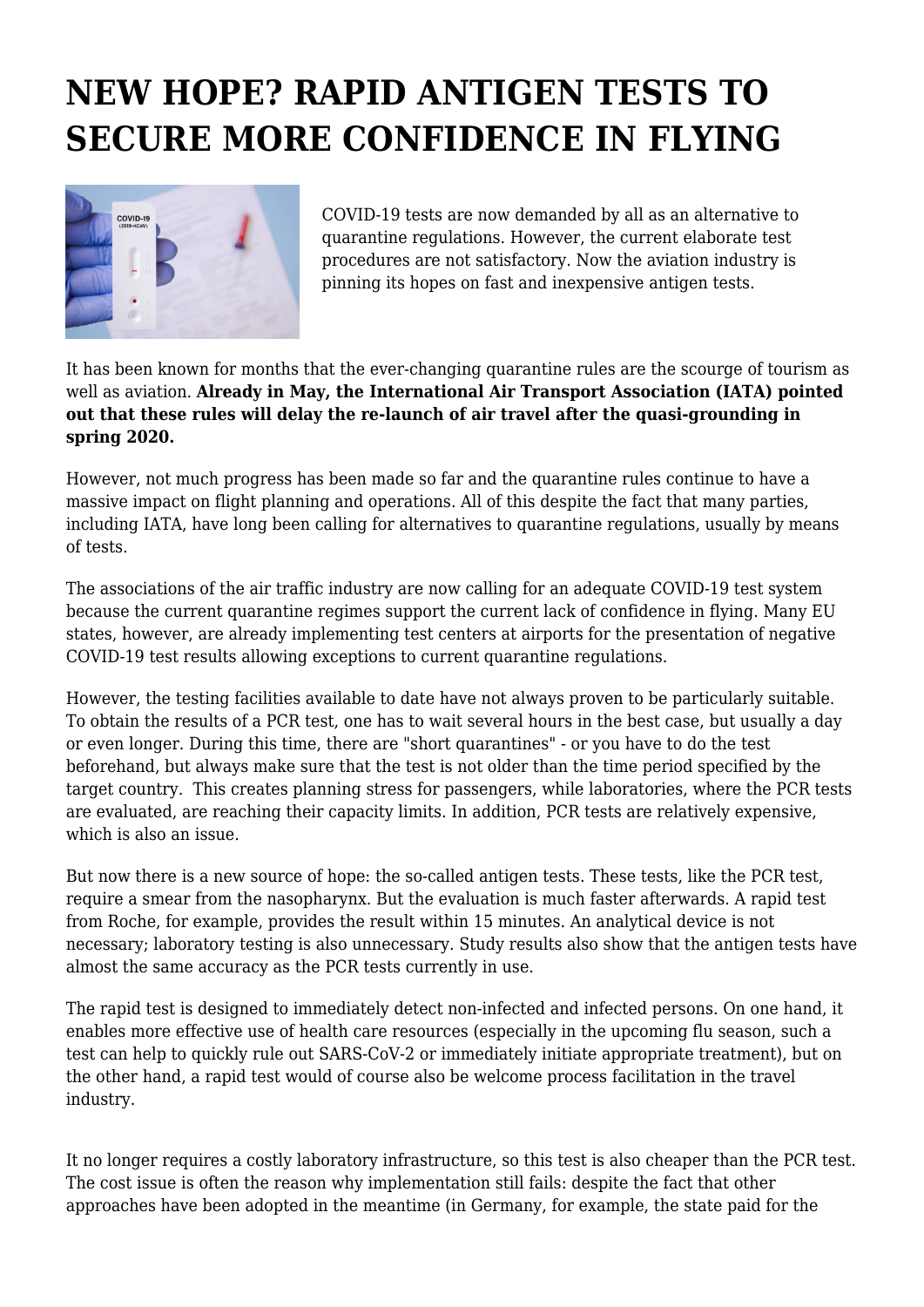# NEW HOPE? RAPID ANTIGEN TESTS TO SECURE MORE CONFIDENCE IN FLYING

COVID-19 tests are now demanded by all as an alternative to quarantine regulations. However, the current elaborate test procedures are not satisfactory. Now the aviation industry is pinning its hopes on fast and inexpensive antigen tests.

It has been known for months that the ever-changing quarantine rules are the scourge of tourism as well as aviation. **Already in May, the International Air Transport Association (IATA) pointed out that these rules will delay the re-launch of air travel after the quasi-grounding in spring 2020.**

However, not much progress has been made so far and the quarantine rules continue to have a massive impact on flight planning and operations. All of this despite the fact that many parties, including IATA, have long been calling for alternatives to quarantine regulations, usually by means of tests.

The associations of the air traffic industry are now calling for an adequate COVID-19 test system because the current quarantine regimes support the current lack of confidence in flying. Many EU states, however, are already implementing test centers at airports for the presentation of negative COVID-19 test results allowing exceptions to current quarantine regulations.

However, the testing facilities available to date have not always proven to be particularly suitable. To obtain the results of a PCR test, one has to wait several hours in the best case, but usually a day or even longer. During this time, there are "short quarantines" - or you have to do the test beforehand, but always make sure that the test is not older than the time period specified by the target country. This creates planning stress for passengers, while laboratories, where the PCR tests are evaluated, are reaching their capacity limits. In addition, PCR tests are relatively expensive, which is also an issue.

But now there is a new source of hope: the so-called antigen tests. These tests, like the PCR test, require a smear from the nasopharynx. But the evaluation is much faster afterwards. A rapid test from Roche, for example, provides the result within 15 minutes. An analytical device is not necessary; laboratory testing is also unnecessary. Study results also show that the antigen tests have almost the same accuracy as the PCR tests currently in use.

The rapid test is designed to immediately detect non-infected and infected persons. On one hand, it enables more effective use of health care resources (especially in the upcoming flu season, such a test can help to quickly rule out SARS-CoV-2 or immediately initiate appropriate treatment), but on the other hand, a rapid test would of course also be welcome process facilitation in the travel industry.

It no longer requires a costly laboratory infrastructure, so this test is also cheaper than the PCR test. The cost issue is often the reason why implementation still fails: despite the fact that other approaches have been adopted in the meantime (in Germany, for example, the state paid for the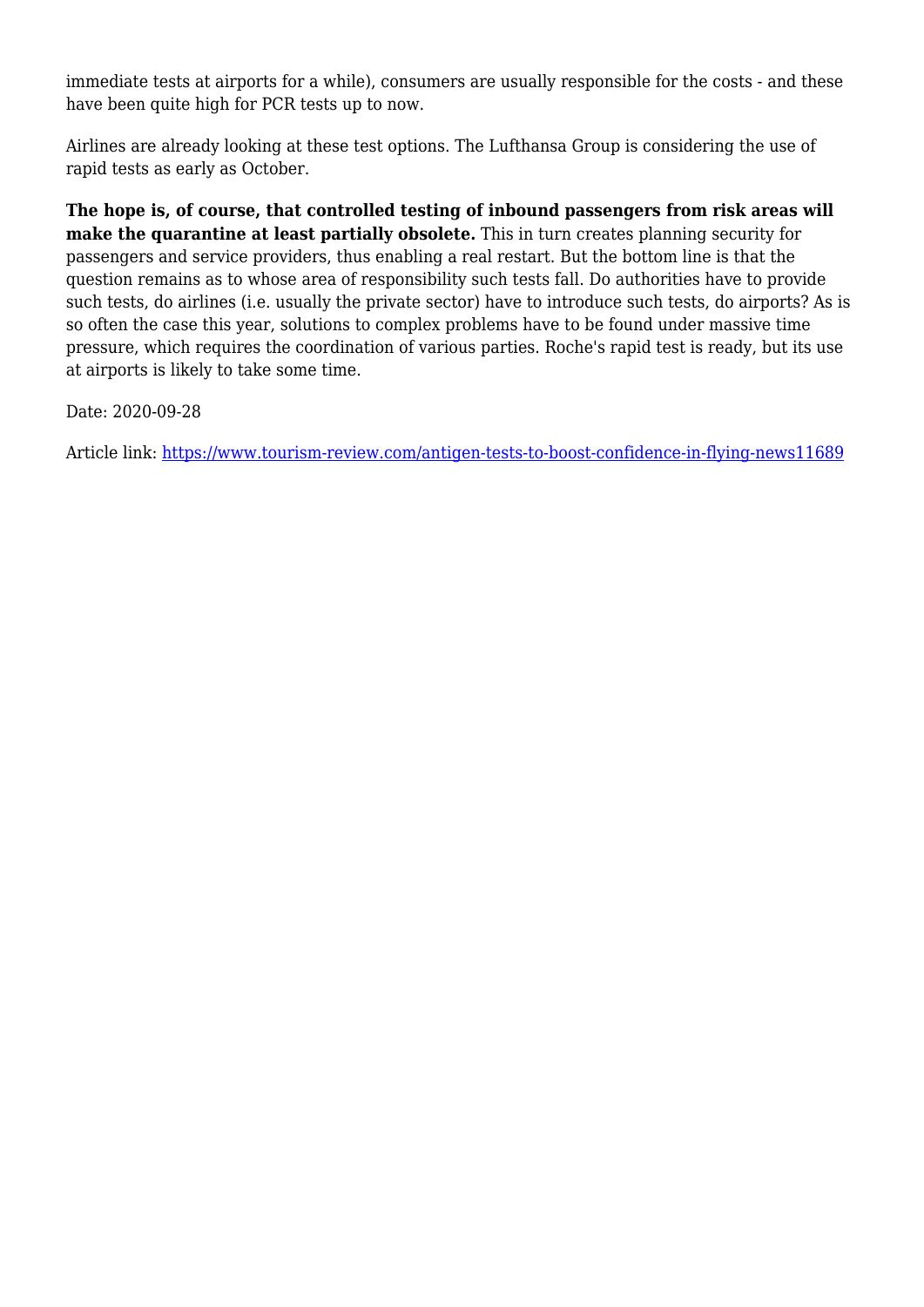immediate tests at airports for a while), consumers are usually responsible for the costs - and these have been quite high for PCR tests up to now.

Airlines are already looking at these test options. The Lufthansa Group is considering the use of rapid tests as early as October.

**The hope is, of course, that controlled testing of inbound passengers from risk areas will make the quarantine at least partially obsolete.** This in turn creates planning security for passengers and service providers, thus enabling a real restart. But the bottom line is that the question remains as to whose area of responsibility such tests fall. Do authorities have to provide such tests, do airlines (i.e. usually the private sector) have to introduce such tests, do airports? As is so often the case this year, solutions to complex problems have to be found under massive time pressure, which requires the coordination of various parties. Roche's rapid test is ready, but its use at airports is likely to take some time.

Date: 2020-09-28

Article link: https://www.tourism-review.com/antigen-tests-to-boost-confidence-in-flying-news11689